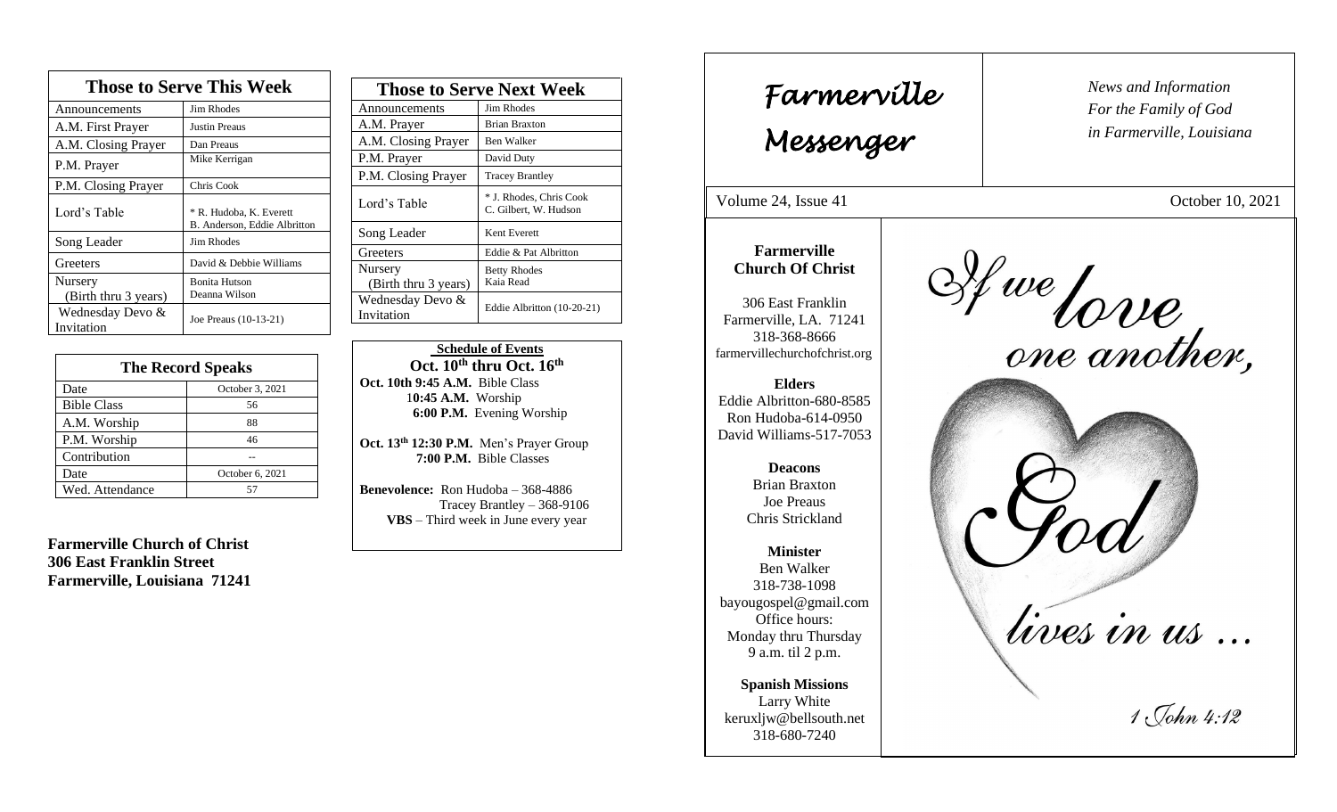## Those to Serve This Week

| Those to Serve This Week | |
|---|---|
| Announcements | Jim Rhodes |
| A.M. First Prayer | Justin Preaus |
| A.M. Closing Prayer | Dan Preaus |
| P.M. Prayer | Mike Kerrigan |
| P.M. Closing Prayer | Chris Cook |
| Lord's Table | * R. Hudoba, K. Everett B. Anderson, Eddie Albritton |
| Song Leader | Jim Rhodes |
| Greeters | David & Debbie Williams |
| Nursery (Birth thru 3 years) | Bonita Hutson Deanna Wilson |
| Wednesday Devo & Invitation | Joe Preaus (10-13-21) |

## The Record Speaks

| The Record Speaks | |
|---|---|
| Date | October 3, 2021 |
| Bible Class | 56 |
| A.M. Worship | 88 |
| P.M. Worship | 46 |
| Contribution | -- |
| Date | October 6, 2021 |
| Wed. Attendance | 57 |

**Farmerville Church of Christ**
**306 East Franklin Street**
**Farmerville, Louisiana 71241**

## Those to Serve Next Week

| Those to Serve Next Week | |
|---|---|
| Announcements | Jim Rhodes |
| A.M. Prayer | Brian Braxton |
| A.M. Closing Prayer | Ben Walker |
| P.M. Prayer | David Duty |
| P.M. Closing Prayer | Tracey Brantley |
| Lord's Table | * J. Rhodes, Chris Cook C. Gilbert, W. Hudson |
| Song Leader | Kent Everett |
| Greeters | Eddie & Pat Albritton |
| Nursery (Birth thru 3 years) | Betty Rhodes Kaia Read |
| Wednesday Devo & Invitation | Eddie Albritton (10-20-21) |

**Schedule of Events**
**Oct. 10th thru Oct. 16th**

**Oct. 10th 9:45 A.M.** Bible Class
**10:45 A.M.** Worship
**6:00 P.M.** Evening Worship

**Oct. 13th 12:30 P.M.** Men's Prayer Group
**7:00 P.M.** Bible Classes

**Benevolence:** Ron Hudoba – 368-4886
Tracey Brantley – 368-9106
**VBS** – Third week in June every year

# Farmerville Messenger

*News and Information For the Family of God in Farmerville, Louisiana*

Volume 24, Issue 41 — October 10, 2021

**Farmerville Church Of Christ**

306 East Franklin
Farmerville, LA. 71241
318-368-8666
farmervillechurchofchrist.org

**Elders**
Eddie Albritton-680-8585
Ron Hudoba-614-0950
David Williams-517-7053

**Deacons**
Brian Braxton
Joe Preaus
Chris Strickland

**Minister**
Ben Walker
318-738-1098
bayougospel@gmail.com
Office hours:
Monday thru Thursday
9 a.m. til 2 p.m.

**Spanish Missions**
Larry White
keruxljw@bellsouth.net
318-680-7240

*If we love one another, God lives in us ...*

*1 John 4:12*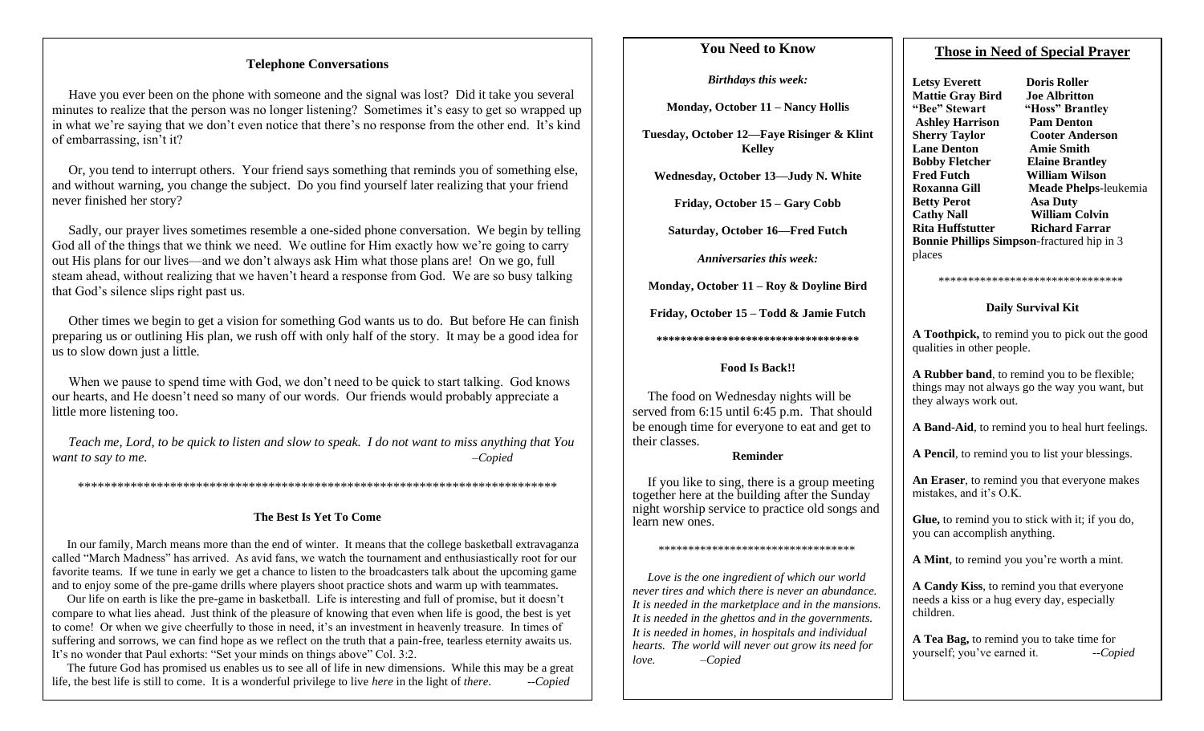### Telephone Conversations

Have you ever been on the phone with someone and the signal was lost? Did it take you several minutes to realize that the person was no longer listening? Sometimes it's easy to get so wrapped up in what we're saying that we don't even notice that there's no response from the other end. It's kind of embarrassing, isn't it?

Or, you tend to interrupt others. Your friend says something that reminds you of something else, and without warning, you change the subject. Do you find yourself later realizing that your friend never finished her story?

Sadly, our prayer lives sometimes resemble a one-sided phone conversation. We begin by telling God all of the things that we think we need. We outline for Him exactly how we're going to carry out His plans for our lives—and we don't always ask Him what those plans are! On we go, full steam ahead, without realizing that we haven't heard a response from God. We are so busy talking that God's silence slips right past us.

Other times we begin to get a vision for something God wants us to do. But before He can finish preparing us or outlining His plan, we rush off with only half of the story. It may be a good idea for us to slow down just a little.

When we pause to spend time with God, we don't need to be quick to start talking. God knows our hearts, and He doesn't need so many of our words. Our friends would probably appreciate a little more listening too.

*Teach me, Lord, to be quick to listen and slow to speak. I do not want to miss anything that You want to say to me.* –*Copied*

\*\*\*\*\*\*\*\*\*\*\*\*\*\*\*\*\*\*\*\*\*\*\*\*\*\*\*\*\*\*\*\*\*\*\*\*\*\*\*\*\*\*\*\*\*\*\*\*\*\*\*\*\*\*\*\*\*\*\*\*\*\*\*\*\*\*\*\*\*\*\*\*\*\*\*

### The Best Is Yet To Come

In our family, March means more than the end of winter. It means that the college basketball extravaganza called "March Madness" has arrived. As avid fans, we watch the tournament and enthusiastically root for our favorite teams. If we tune in early we get a chance to listen to the broadcasters talk about the upcoming game and to enjoy some of the pre-game drills where players shoot practice shots and warm up with teammates.

Our life on earth is like the pre-game in basketball. Life is interesting and full of promise, but it doesn't compare to what lies ahead. Just think of the pleasure of knowing that even when life is good, the best is yet to come! Or when we give cheerfully to those in need, it's an investment in heavenly treasure. In times of suffering and sorrows, we can find hope as we reflect on the truth that a pain-free, tearless eternity awaits us. It's no wonder that Paul exhorts: "Set your minds on things above" Col. 3:2.

The future God has promised us enables us to see all of life in new dimensions. While this may be a great life, the best life is still to come. It is a wonderful privilege to live *here* in the light of *there*. --*Copied*

## You Need to Know

***Birthdays this week:***

**Monday, October 11 – Nancy Hollis**

**Tuesday, October 12—Faye Risinger & Klint Kelley**

**Wednesday, October 13—Judy N. White**

**Friday, October 15 – Gary Cobb**

**Saturday, October 16—Fred Futch**

***Anniversaries this week:***

**Monday, October 11 – Roy & Doyline Bird**

**Friday, October 15 – Todd & Jamie Futch**

\*\*\*\*\*\*\*\*\*\*\*\*\*\*\*\*\*\*\*\*\*\*\*\*\*\*\*\*\*\*\*\*\*\*\*

**Food Is Back!!**

The food on Wednesday nights will be served from 6:15 until 6:45 p.m. That should be enough time for everyone to eat and get to their classes.

**Reminder**

If you like to sing, there is a group meeting together here at the building after the Sunday night worship service to practice old songs and learn new ones.

\*\*\*\*\*\*\*\*\*\*\*\*\*\*\*\*\*\*\*\*\*\*\*\*\*\*\*\*\*\*\*\*\*

*Love is the one ingredient of which our world never tires and which there is never an abundance. It is needed in the marketplace and in the mansions. It is needed in the ghettos and in the governments. It is needed in homes, in hospitals and individual hearts. The world will never out grow its need for love.* –*Copied*

## Those in Need of Special Prayer

| | |
|---|---|
| **Letsy Everett** | **Doris Roller** |
| **Mattie Gray Bird** | **Joe Albritton** |
| **"Bee" Stewart** | **"Hoss" Brantley** |
| **Ashley Harrison** | **Pam Denton** |
| **Sherry Taylor** | **Cooter Anderson** |
| **Lane Denton** | **Amie Smith** |
| **Bobby Fletcher** | **Elaine Brantley** |
| **Fred Futch** | **William Wilson** |
| **Roxanna Gill** | **Meade Phelps**-leukemia |
| **Betty Perot** | **Asa Duty** |
| **Cathy Nall** | **William Colvin** |
| **Rita Huffstutter** | **Richard Farrar** |

**Bonnie Phillips Simpson**-fractured hip in 3 places

\*\*\*\*\*\*\*\*\*\*\*\*\*\*\*\*\*\*\*\*\*\*\*\*\*\*\*\*\*\*\*

**Daily Survival Kit**

**A Toothpick,** to remind you to pick out the good qualities in other people.

**A Rubber band**, to remind you to be flexible; things may not always go the way you want, but they always work out.

**A Band-Aid**, to remind you to heal hurt feelings.

**A Pencil**, to remind you to list your blessings.

**An Eraser**, to remind you that everyone makes mistakes, and it's O.K.

**Glue,** to remind you to stick with it; if you do, you can accomplish anything.

**A Mint**, to remind you you're worth a mint.

**A Candy Kiss**, to remind you that everyone needs a kiss or a hug every day, especially children.

**A Tea Bag,** to remind you to take time for yourself; you've earned it. --*Copied*